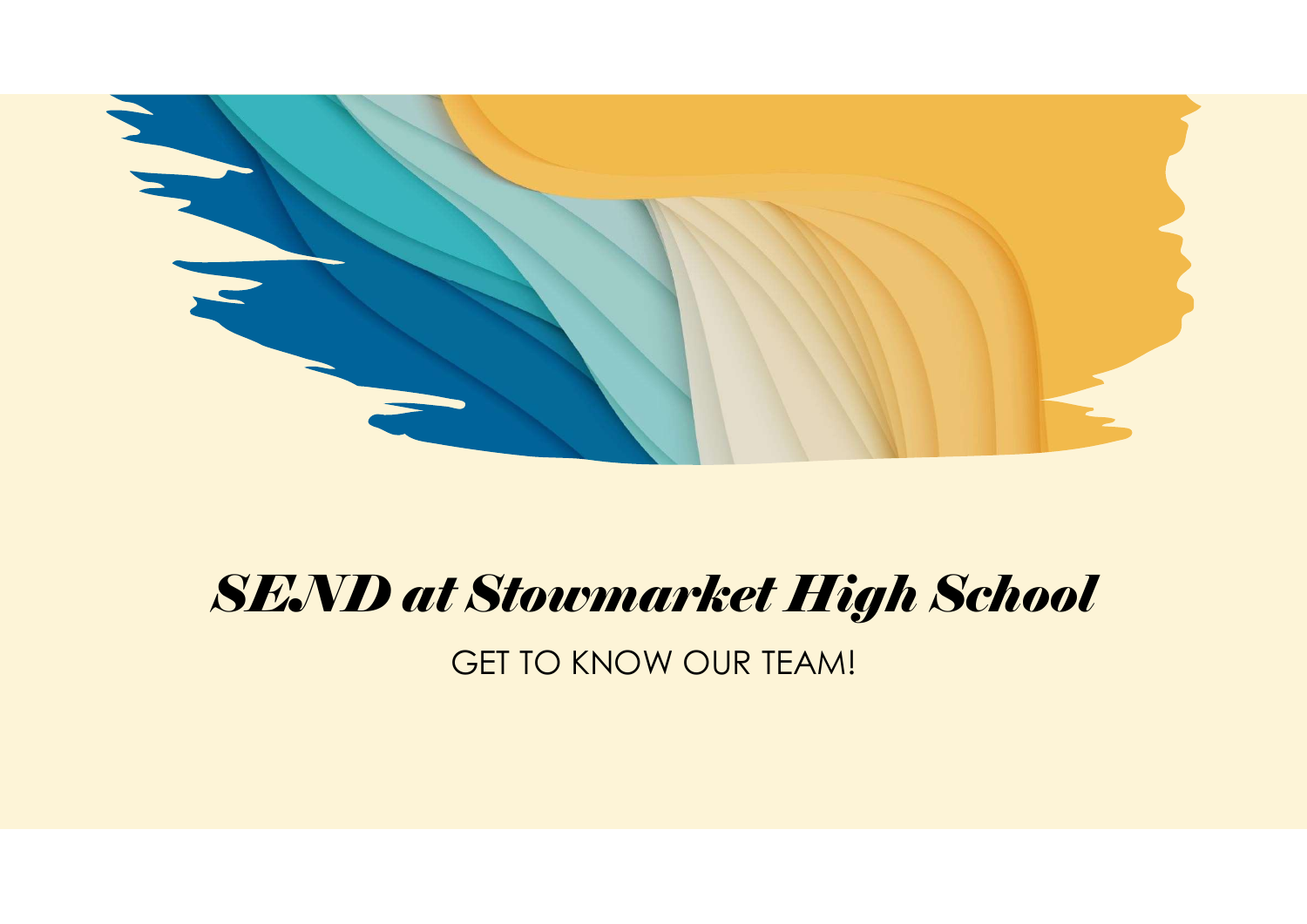# *SEND at Stowmarket High School*

GET TO KNOW OUR TEAM!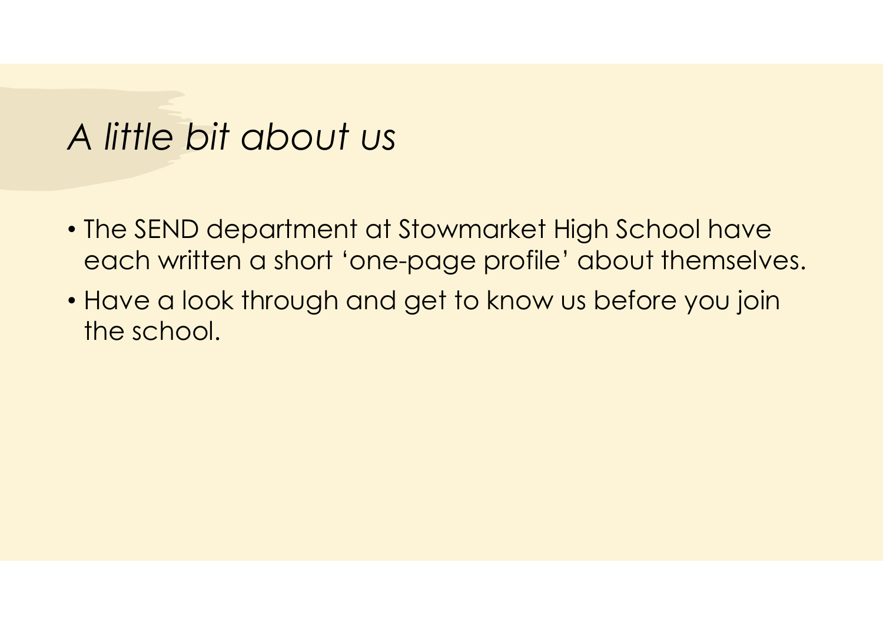# *A little bit about us*

- The SEND department at Stowmarket High School have each written a short 'one-page profile' about themselves.
- Have a look through and get to know us before you join the school.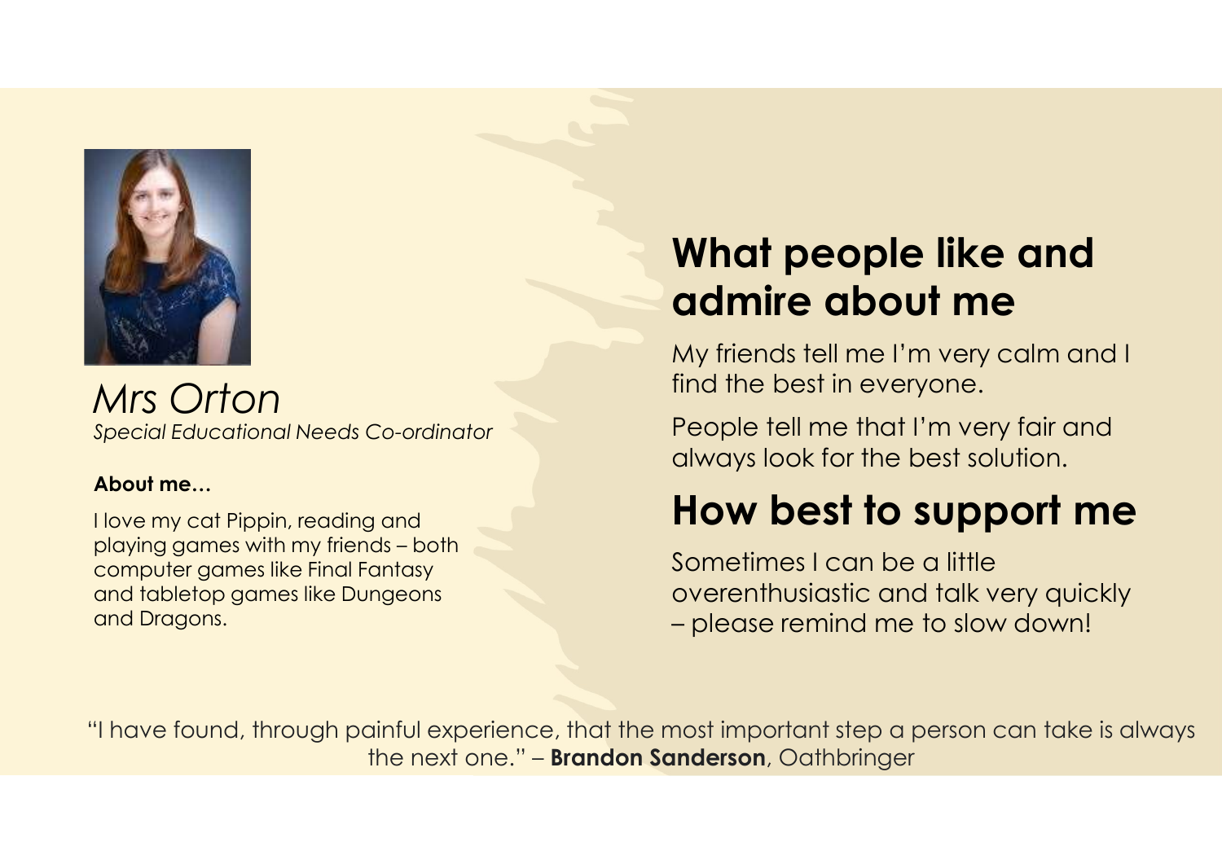*Mrs Orton*

*Special Educational Needs Co-ordinator*

**About me…**

I love my cat Pippin, reading and playing games with my friends – both computer games like Final Fantasy and tabletop games like Dungeons and Dragons.

## What people like and admire about me

My friends tell me I'm very calm and I find the best in everyone.

People tell me that I'm very fair and always look for the best solution.

## How best to support me

Sometimes I can be a little overenthusiastic and talk very quickly – please remind me to slow down!

"I have found, through painful experience, that the most important step a person can take is always the next one." – **Brandon Sanderson**, Oathbringer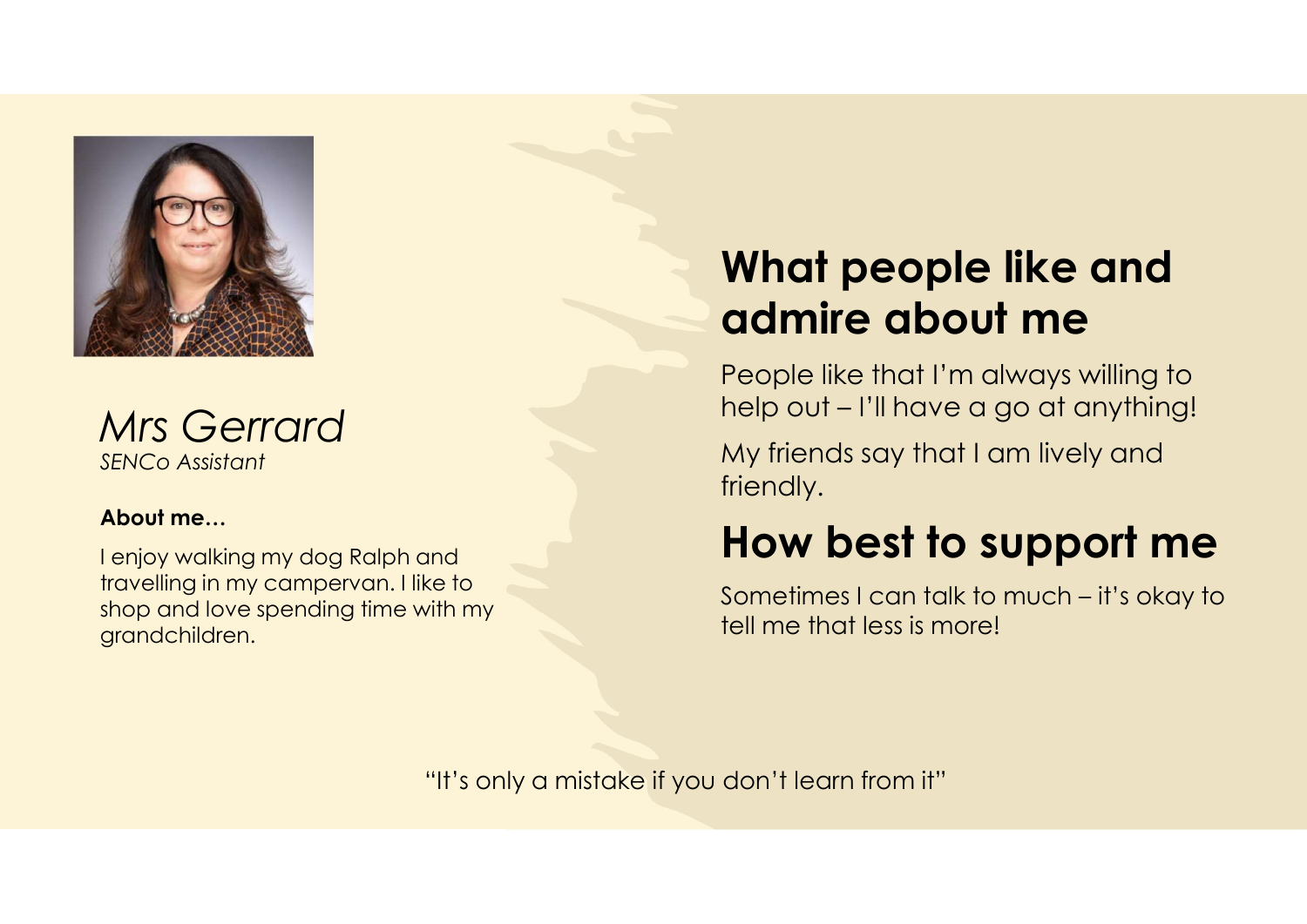*Mrs Gerrard*
*SENCo Assistant*

**About me…**

I enjoy walking my dog Ralph and travelling in my campervan. I like to shop and love spending time with my grandchildren.

## What people like and admire about me

People like that I'm always willing to help out – I'll have a go at anything!

My friends say that I am lively and friendly.

## How best to support me

Sometimes I can talk to much – it's okay to tell me that less is more!

"It's only a mistake if you don't learn from it"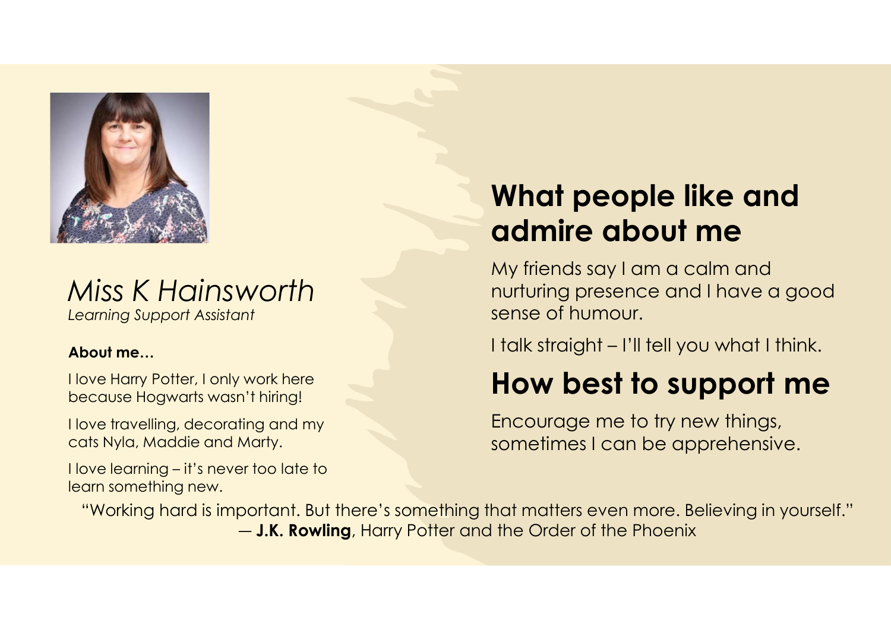*Miss K Hainsworth*

*Learning Support Assistant*

**About me…**

I love Harry Potter, I only work here because Hogwarts wasn't hiring!

I love travelling, decorating and my cats Nyla, Maddie and Marty.

I love learning – it's never too late to learn something new.

## What people like and admire about me

My friends say I am a calm and nurturing presence and I have a good sense of humour.

I talk straight – I'll tell you what I think.

## How best to support me

Encourage me to try new things, sometimes I can be apprehensive.

"Working hard is important. But there's something that matters even more. Believing in yourself."
― **J.K. Rowling**, Harry Potter and the Order of the Phoenix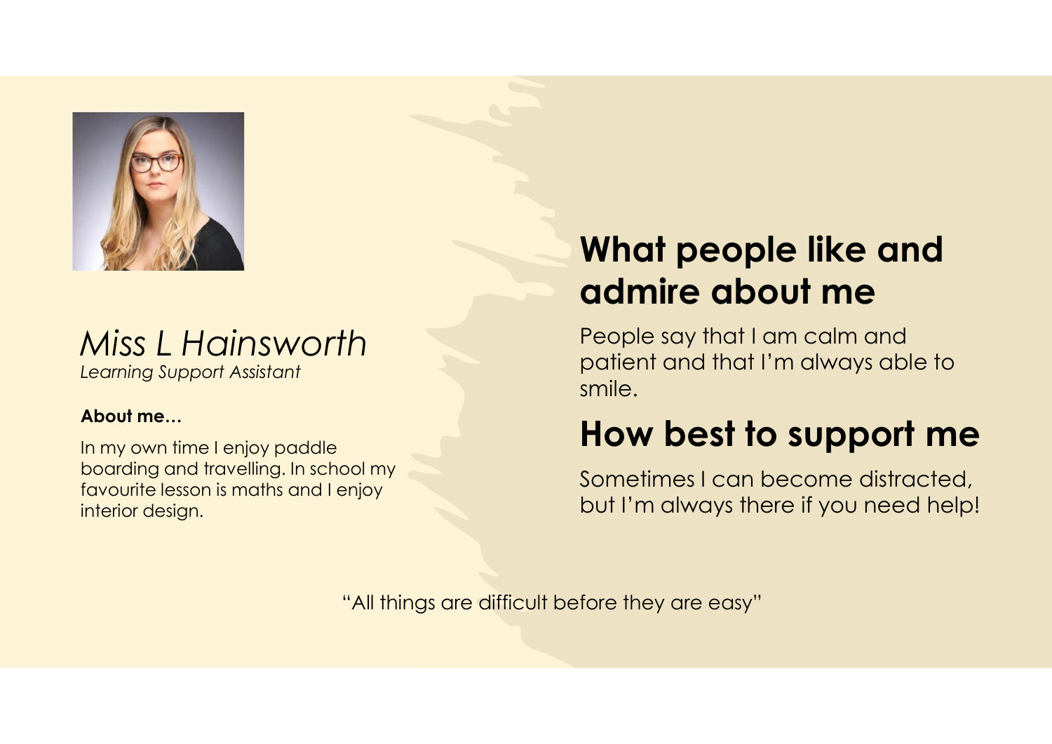*Miss L Hainsworth*

*Learning Support Assistant*

**About me…**

In my own time I enjoy paddle boarding and travelling. In school my favourite lesson is maths and I enjoy interior design.

## What people like and admire about me

People say that I am calm and patient and that I'm always able to smile.

## How best to support me

Sometimes I can become distracted, but I'm always there if you need help!

"All things are difficult before they are easy"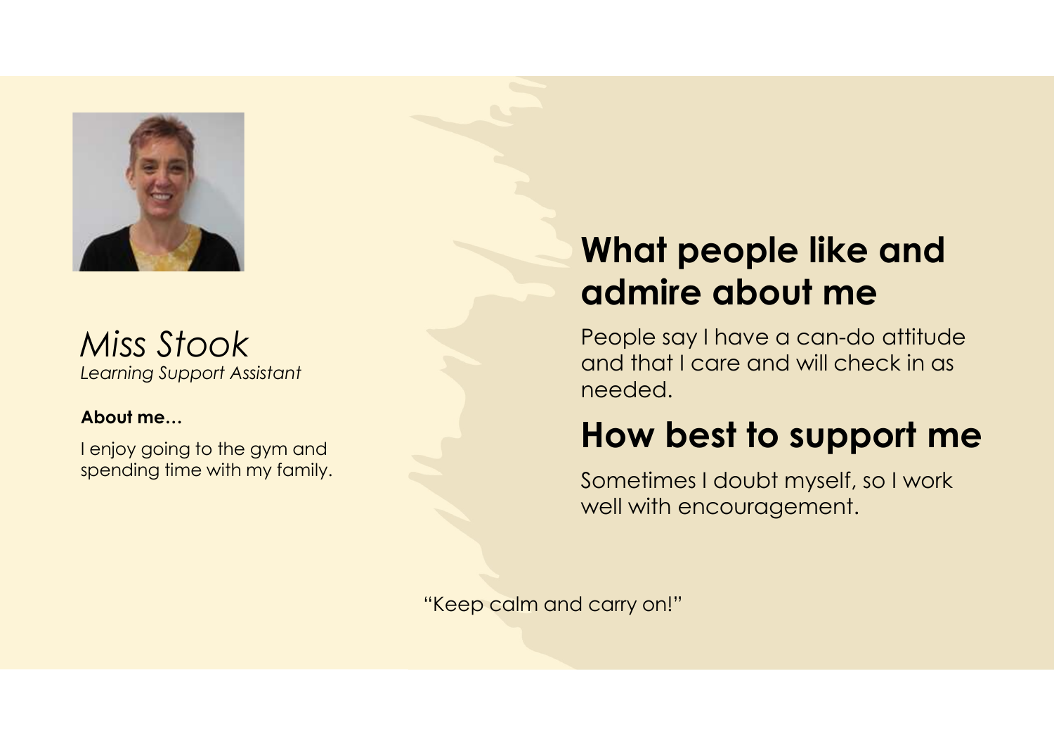*Miss Stook*
*Learning Support Assistant*

**About me…**

I enjoy going to the gym and spending time with my family.

## What people like and admire about me

People say I have a can-do attitude and that I care and will check in as needed.

## How best to support me

Sometimes I doubt myself, so I work well with encouragement.

"Keep calm and carry on!"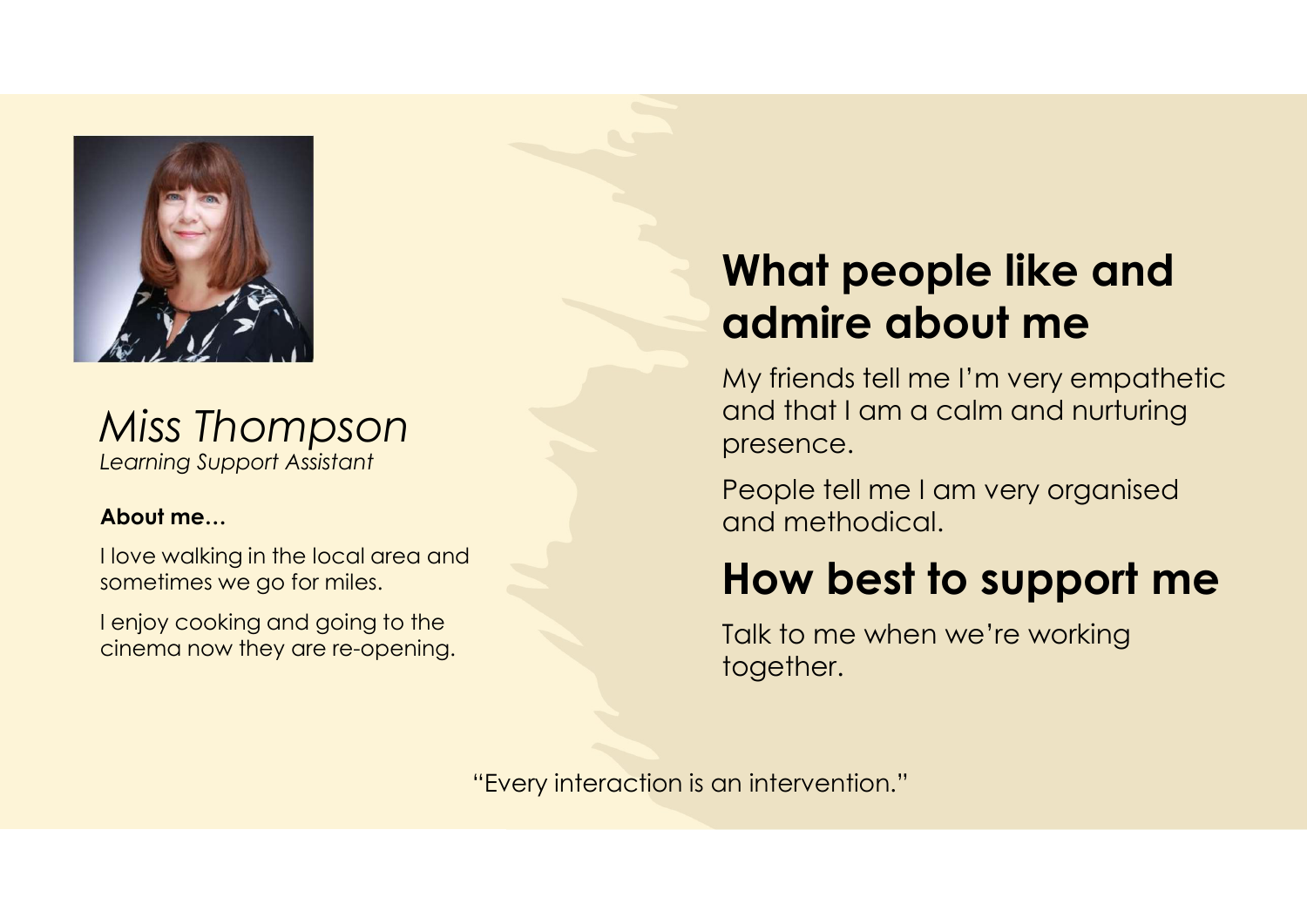*Miss Thompson*

*Learning Support Assistant*

**About me…**

I love walking in the local area and sometimes we go for miles.

I enjoy cooking and going to the cinema now they are re-opening.

## What people like and admire about me

My friends tell me I'm very empathetic and that I am a calm and nurturing presence.

People tell me I am very organised and methodical.

## How best to support me

Talk to me when we're working together.

"Every interaction is an intervention."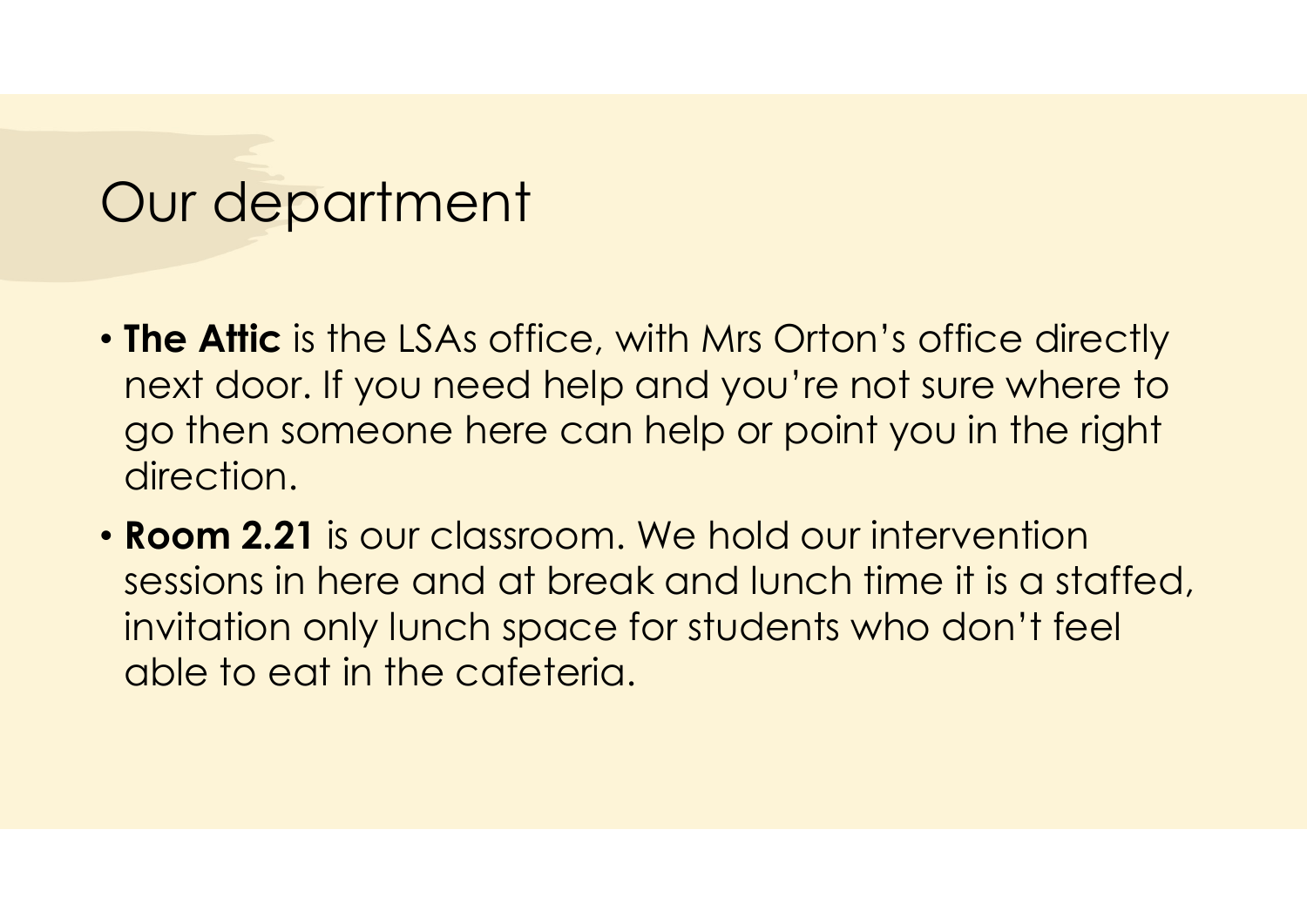## Our department

- **The Attic** is the LSAs office, with Mrs Orton's office directly next door. If you need help and you're not sure where to go then someone here can help or point you in the right direction.
- **Room 2.21** is our classroom. We hold our intervention sessions in here and at break and lunch time it is a staffed, invitation only lunch space for students who don't feel able to eat in the cafeteria.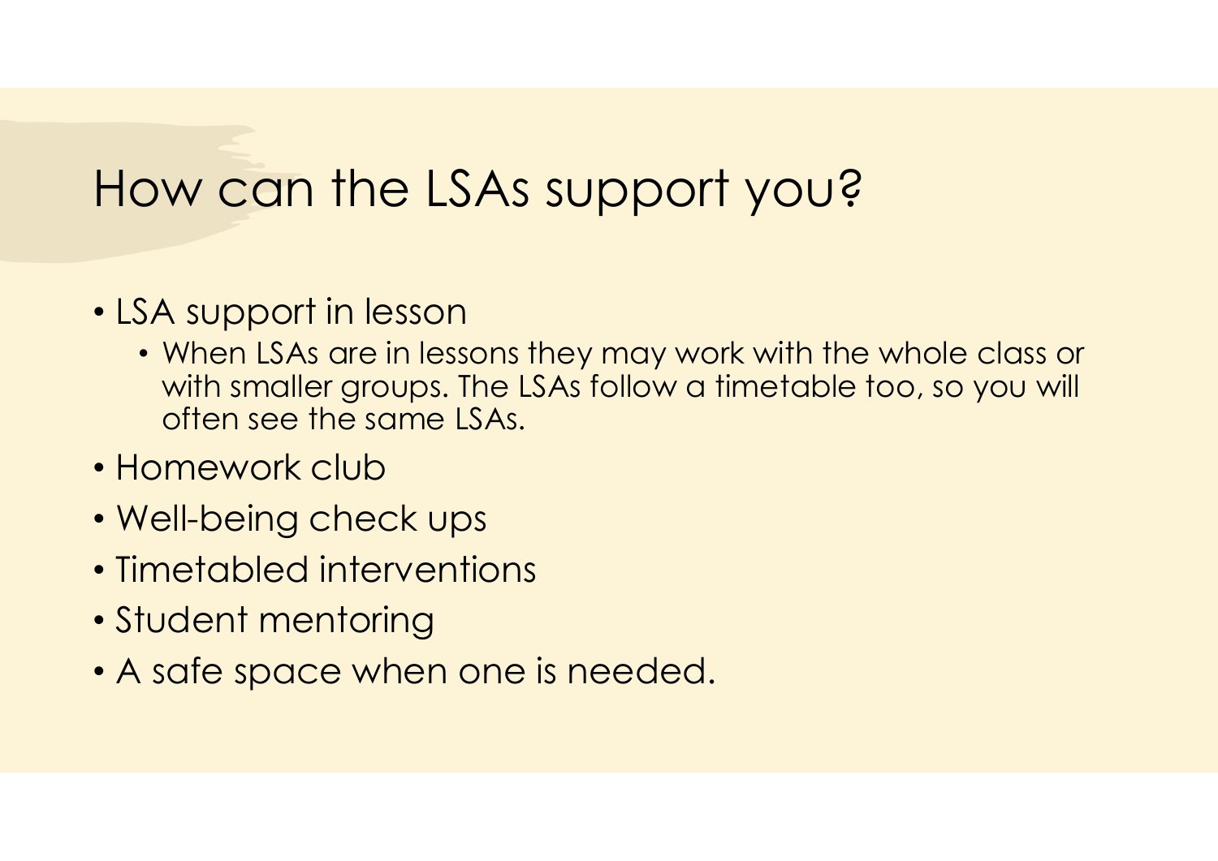# How can the LSAs support you?

- LSA support in lesson
  - When LSAs are in lessons they may work with the whole class or with smaller groups. The LSAs follow a timetable too, so you will often see the same LSAs.
- Homework club
- Well-being check ups
- Timetabled interventions
- Student mentoring
- A safe space when one is needed.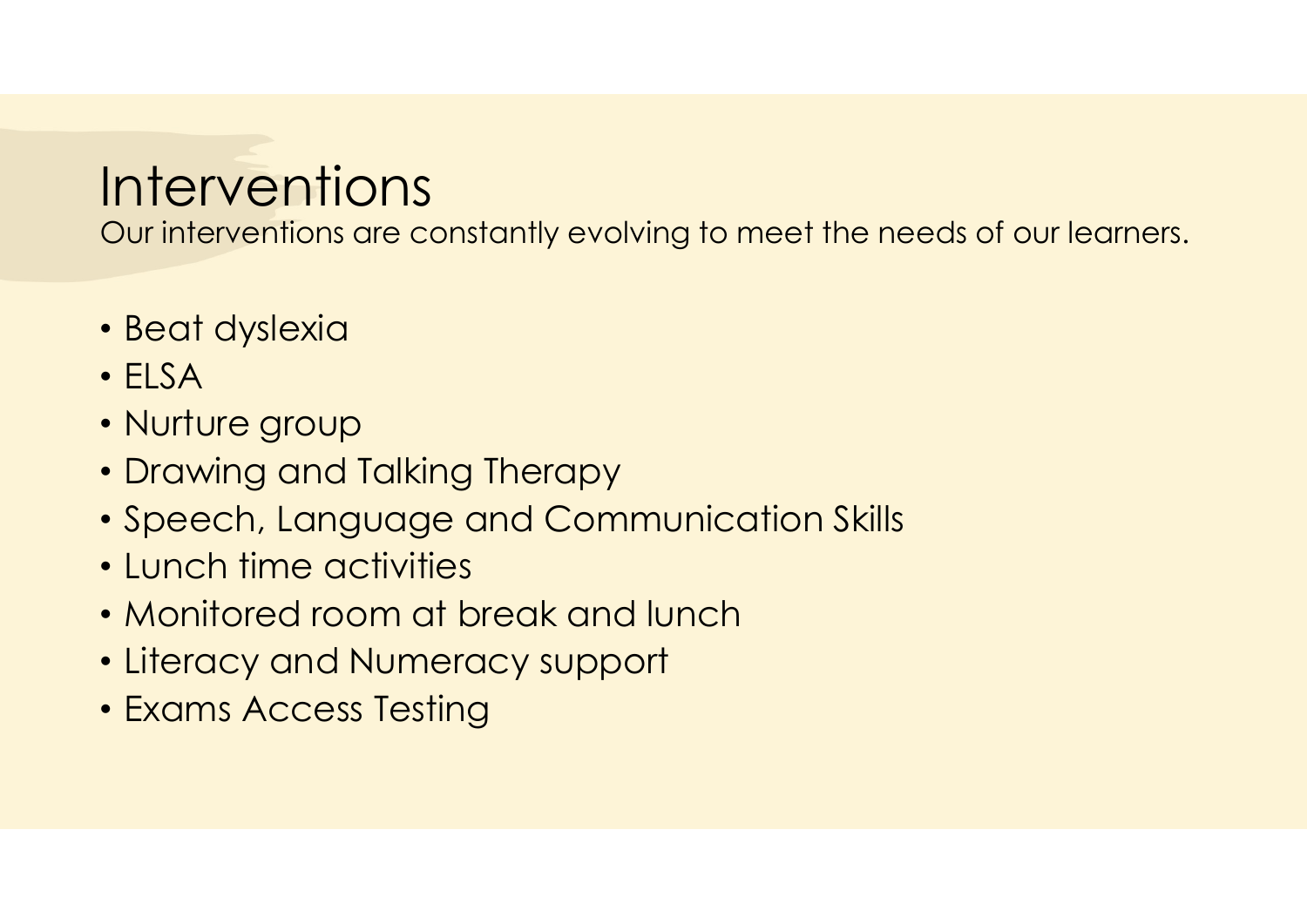# Interventions

Our interventions are constantly evolving to meet the needs of our learners.

- Beat dyslexia
- ELSA
- Nurture group
- Drawing and Talking Therapy
- Speech, Language and Communication Skills
- Lunch time activities
- Monitored room at break and lunch
- Literacy and Numeracy support
- Exams Access Testing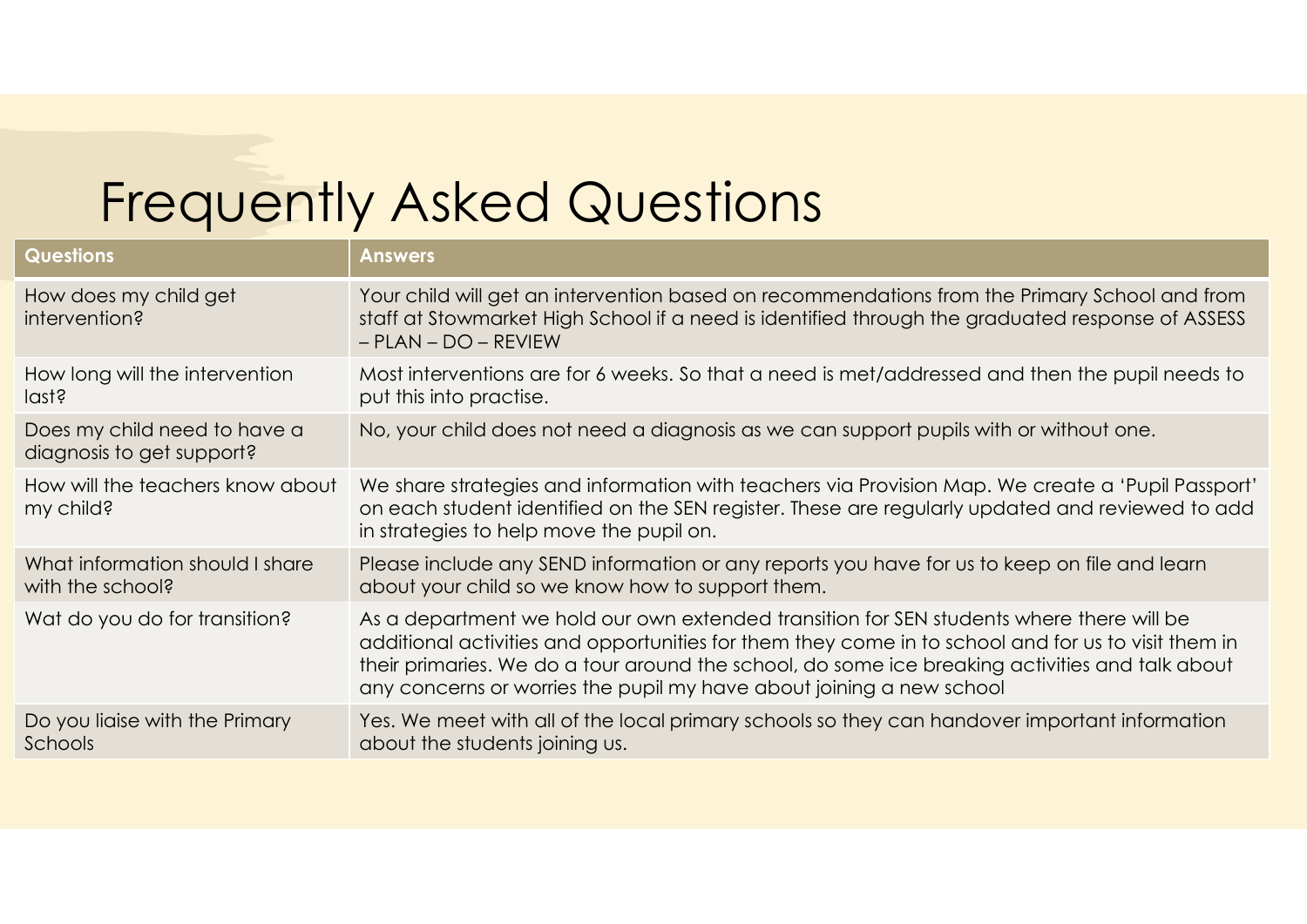# Frequently Asked Questions

| Questions | Answers |
|---|---|
| How does my child get intervention? | Your child will get an intervention based on recommendations from the Primary School and from staff at Stowmarket High School if a need is identified through the graduated response of ASSESS – PLAN – DO – REVIEW |
| How long will the intervention last? | Most interventions are for 6 weeks. So that a need is met/addressed and then the pupil needs to put this into practise. |
| Does my child need to have a diagnosis to get support? | No, your child does not need a diagnosis as we can support pupils with or without one. |
| How will the teachers know about my child? | We share strategies and information with teachers via Provision Map. We create a 'Pupil Passport' on each student identified on the SEN register. These are regularly updated and reviewed to add in strategies to help move the pupil on. |
| What information should I share with the school? | Please include any SEND information or any reports you have for us to keep on file and learn about your child so we know how to support them. |
| Wat do you do for transition? | As a department we hold our own extended transition for SEN students where there will be additional activities and opportunities for them they come in to school and for us to visit them in their primaries. We do a tour around the school, do some ice breaking activities and talk about any concerns or worries the pupil my have about joining a new school |
| Do you liaise with the Primary Schools | Yes. We meet with all of the local primary schools so they can handover important information about the students joining us. |